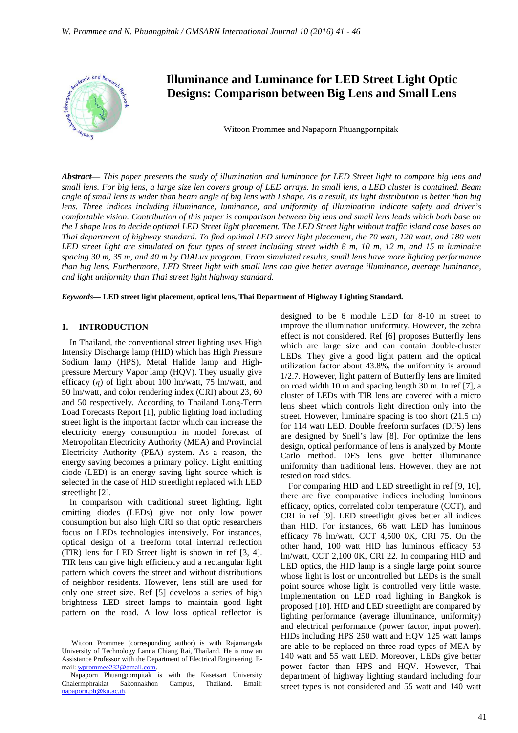# Illuminance and Luminance for LED Street Light Optic Designs: Comparison between Big Lens and Small Lens

Witoon Prommee and Napaporn Phuangpornpitak

***Abstract***— *This paper presents the study of illumination and luminance for LED Street light to compare big lens and small lens. For big lens, a large size len covers group of LED arrays. In small lens, a LED cluster is contained. Beam angle of small lens is wider than beam angle of big lens with I shape. As a result, its light distribution is better than big lens. Three indices including illuminance, luminance, and uniformity of illumination indicate safety and driver's comfortable vision. Contribution of this paper is comparison between big lens and small lens leads which both base on the I shape lens to decide optimal LED Street light placement. The LED Street light without traffic island case bases on Thai department of highway standard. To find optimal LED street light placement, the 70 watt, 120 watt, and 180 watt LED street light are simulated on four types of street including street width 8 m, 10 m, 12 m, and 15 m luminaire spacing 30 m, 35 m, and 40 m by DIALux program. From simulated results, small lens have more lighting performance than big lens. Furthermore, LED Street light with small lens can give better average illuminance, average luminance, and light uniformity than Thai street light highway standard.*

***Keywords***— **LED street light placement, optical lens, Thai Department of Highway Lighting Standard.**

## 1. INTRODUCTION

In Thailand, the conventional street lighting uses High Intensity Discharge lamp (HID) which has High Pressure Sodium lamp (HPS), Metal Halide lamp and High-pressure Mercury Vapor lamp (HQV). They usually give efficacy ($\eta$) of light about 100 lm/watt, 75 lm/watt, and 50 lm/watt, and color rendering index (CRI) about 23, 60 and 50 respectively. According to Thailand Long-Term Load Forecasts Report [1], public lighting load including street light is the important factor which can increase the electricity energy consumption in model forecast of Metropolitan Electricity Authority (MEA) and Provincial Electricity Authority (PEA) system. As a reason, the energy saving becomes a primary policy. Light emitting diode (LED) is an energy saving light source which is selected in the case of HID streetlight replaced with LED streetlight [2].

In comparison with traditional street lighting, light emitting diodes (LEDs) give not only low power consumption but also high CRI so that optic researchers focus on LEDs technologies intensively. For instances, optical design of a freeform total internal reflection (TIR) lens for LED Street light is shown in ref [3, 4]. TIR lens can give high efficiency and a rectangular light pattern which covers the street and without distributions of neighbor residents. However, lens still are used for only one street size. Ref [5] develops a series of high brightness LED street lamps to maintain good light pattern on the road. A low loss optical reflector is designed to be 6 module LED for 8-10 m street to improve the illumination uniformity. However, the zebra effect is not considered. Ref [6] proposes Butterfly lens which are large size and can contain double-cluster LEDs. They give a good light pattern and the optical utilization factor about 43.8%, the uniformity is around 1/2.7. However, light pattern of Butterfly lens are limited on road width 10 m and spacing length 30 m. In ref [7], a cluster of LEDs with TIR lens are covered with a micro lens sheet which controls light direction only into the street. However, luminaire spacing is too short (21.5 m) for 114 watt LED. Double freeform surfaces (DFS) lens are designed by Snell's law [8]. For optimize the lens design, optical performance of lens is analyzed by Monte Carlo method. DFS lens give better illuminance uniformity than traditional lens. However, they are not tested on road sides.

For comparing HID and LED streetlight in ref [9, 10], there are five comparative indices including luminous efficacy, optics, correlated color temperature (CCT), and CRI in ref [9]. LED streetlight gives better all indices than HID. For instances, 66 watt LED has luminous efficacy 76 lm/watt, CCT 4,500 0K, CRI 75. On the other hand, 100 watt HID has luminous efficacy 53 lm/watt, CCT 2,100 0K, CRI 22. In comparing HID and LED optics, the HID lamp is a single large point source whose light is lost or uncontrolled but LEDs is the small point source whose light is controlled very little waste. Implementation on LED road lighting in Bangkok is proposed [10]. HID and LED streetlight are compared by lighting performance (average illuminance, uniformity) and electrical performance (power factor, input power). HIDs including HPS 250 watt and HQV 125 watt lamps are able to be replaced on three road types of MEA by 140 watt and 55 watt LED. Moreover, LEDs give better power factor than HPS and HQV. However, Thai department of highway lighting standard including four street types is not considered and 55 watt and 140 watt

---

Witoon Prommee (corresponding author) is with Rajamangala University of Technology Lanna Chiang Rai, Thailand. He is now an Assistance Professor with the Department of Electrical Engineering. E-mail: wprommee232@gmail.com.

Napaporn Phuangpornpitak is with the Kasetsart University Chalermphrakiat Sakonnakhon Campus, Thailand. Email: napaporn.ph@ku.ac.th.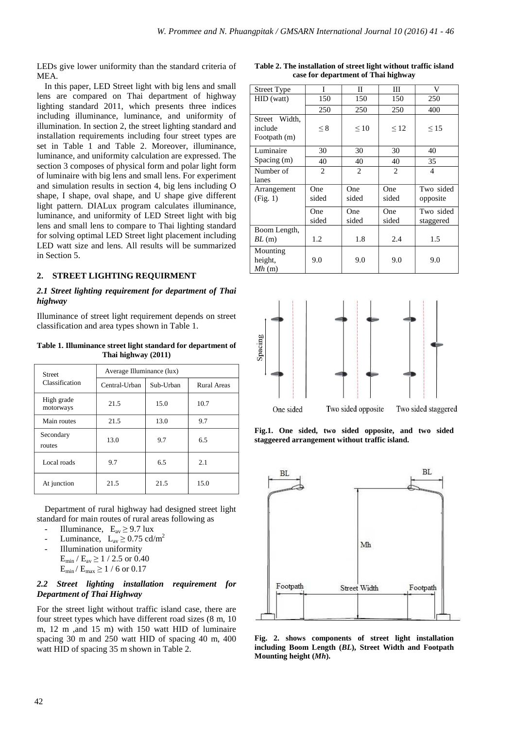LEDs give lower uniformity than the standard criteria of MEA.

In this paper, LED Street light with big lens and small lens are compared on Thai department of highway lighting standard 2011, which presents three indices including illuminance, luminance, and uniformity of illumination. In section 2, the street lighting standard and installation requirements including four street types are set in Table 1 and Table 2. Moreover, illuminance, luminance, and uniformity calculation are expressed. The section 3 composes of physical form and polar light form of luminaire with big lens and small lens. For experiment and simulation results in section 4, big lens including O shape, I shape, oval shape, and U shape give different light pattern. DIALux program calculates illuminance, luminance, and uniformity of LED Street light with big lens and small lens to compare to Thai lighting standard for solving optimal LED Street light placement including LED watt size and lens. All results will be summarized in Section 5.

## 2. STREET LIGHTING REQUIRMENT

### *2.1 Street lighting requirement for department of Thai highway*

Illuminance of street light requirement depends on street classification and area types shown in Table 1.

**Table 1. Illuminance street light standard for department of Thai highway (2011)**

| Street Classification | Average Illuminance (lux) | | |
|---|---|---|---|
| | Central-Urban | Sub-Urban | Rural Areas |
| High grade motorways | 21.5 | 15.0 | 10.7 |
| Main routes | 21.5 | 13.0 | 9.7 |
| Secondary routes | 13.0 | 9.7 | 6.5 |
| Local roads | 9.7 | 6.5 | 2.1 |
| At junction | 21.5 | 21.5 | 15.0 |

Department of rural highway had designed street light standard for main routes of rural areas following as

- Illuminance, $E_{av} \geq 9.7$ lux
- Luminance, $L_{av} \geq 0.75$ cd/m$^2$
- Illumination uniformity
  $E_{min} / E_{av} \geq 1 / 2.5$ or 0.40
  $E_{min} / E_{max} \geq 1 / 6$ or 0.17

### *2.2 Street lighting installation requirement for Department of Thai Highway*

For the street light without traffic island case, there are four street types which have different road sizes (8 m, 10 m, 12 m ,and 15 m) with 150 watt HID of luminaire spacing 30 m and 250 watt HID of spacing 40 m, 400 watt HID of spacing 35 m shown in Table 2.

**Table 2. The installation of street light without traffic island case for department of Thai highway**

| Street Type | I | II | III | V |
|---|---|---|---|---|
| HID (watt) | 150 | 150 | 150 | 250 |
| | 250 | 250 | 250 | 400 |
| Street Width, include Footpath (m) | ≤ 8 | ≤ 10 | ≤ 12 | ≤ 15 |
| Luminaire Spacing (m) | 30 | 30 | 30 | 40 |
| | 40 | 40 | 40 | 35 |
| Number of lanes | 2 | 2 | 2 | 4 |
| Arrangement (Fig. 1) | One sided | One sided | One sided | Two sided opposite |
| | One sided | One sided | One sided | Two sided staggered |
| Boom Length, *BL* (m) | 1.2 | 1.8 | 2.4 | 1.5 |
| Mounting height, *Mh* (m) | 9.0 | 9.0 | 9.0 | 9.0 |

**Fig.1. One sided, two sided opposite, and two sided staggeered arrangement without traffic island.**

**Fig. 2. shows components of street light installation including Boom Length (*BL*), Street Width and Footpath Mounting height (*Mh*).**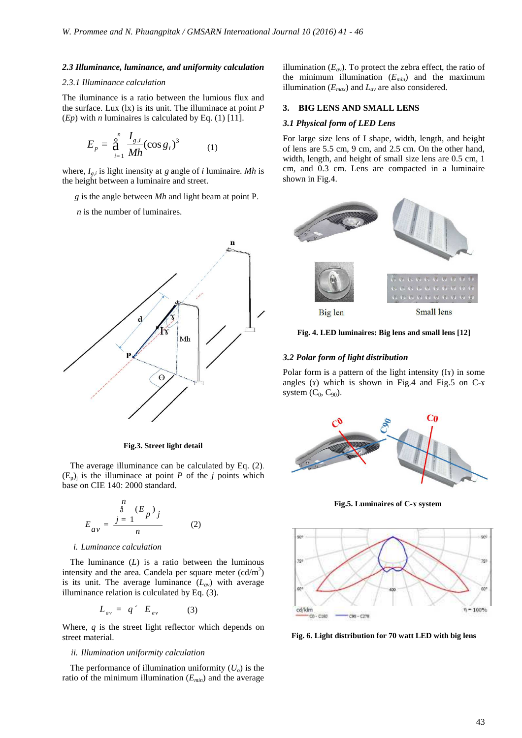### 2.3 Illuminance, luminance, and uniformity calculation

*2.3.1 Illuminance calculation*

The iluminance is a ratio between the lumious flux and the surface. Lux (lx) is its unit. The illuminace at point *P* (*Ep*) with *n* luminaires is calculated by Eq. (1) [11].

$$E_p = \sum_{i=1}^{n} \frac{I_{g,i}}{Mh}(\cos g_i)^3 \qquad (1)$$

where, $I_{g,i}$ is light inensity at *g* angle of *i* luminaire. *Mh* is the height between a luminaire and street.

*g* is the angle between *Mh* and light beam at point P.

*n* is the number of luminaires.

**Fig.3. Street light detail**

The average illuminance can be calculated by Eq. (2). $(E_p)_j$ is the illuminace at point *P* of the *j* points which base on CIE 140: 2000 standard.

$$E_{av} = \frac{\sum_{j=1}^{n} (E_p)_j}{n} \qquad (2)$$

*i. Luminance calculation*

The luminance (*L*) is a ratio between the luminous intensity and the area. Candela per square meter (cd/m$^2$) is its unit. The average luminance ($L_{av}$) with average illuminance relation is culculated by Eq. (3).

$$L_{av} = q \times E_{av} \qquad (3)$$

Where, *q* is the street light reflector which depends on street material.

*ii. Illumination uniformity calculation*

The performance of illumination uniformity ($U_o$) is the ratio of the minimum illumination ($E_{min}$) and the average illumination ($E_{av}$). To protect the zebra effect, the ratio of the minimum illumination ($E_{min}$) and the maximum illumination ($E_{max}$) and $L_{av}$ are also considered.

## 3. BIG LENS AND SMALL LENS

### 3.1 Physical form of LED Lens

For large size lens of I shape, width, length, and height of lens are 5.5 cm, 9 cm, and 2.5 cm. On the other hand, width, length, and height of small size lens are 0.5 cm, 1 cm, and 0.3 cm. Lens are compacted in a luminaire shown in Fig.4.

**Fig. 4. LED luminaires: Big lens and small lens [12]**

### 3.2 Polar form of light distribution

Polar form is a pattern of the light intensity (Iɤ) in some angles (ɤ) which is shown in Fig.4 and Fig.5 on C-ɤ system ($C_0$, $C_{90}$).

**Fig.5. Luminaires of C-ɤ system**

**Fig. 6. Light distribution for 70 watt LED with big lens**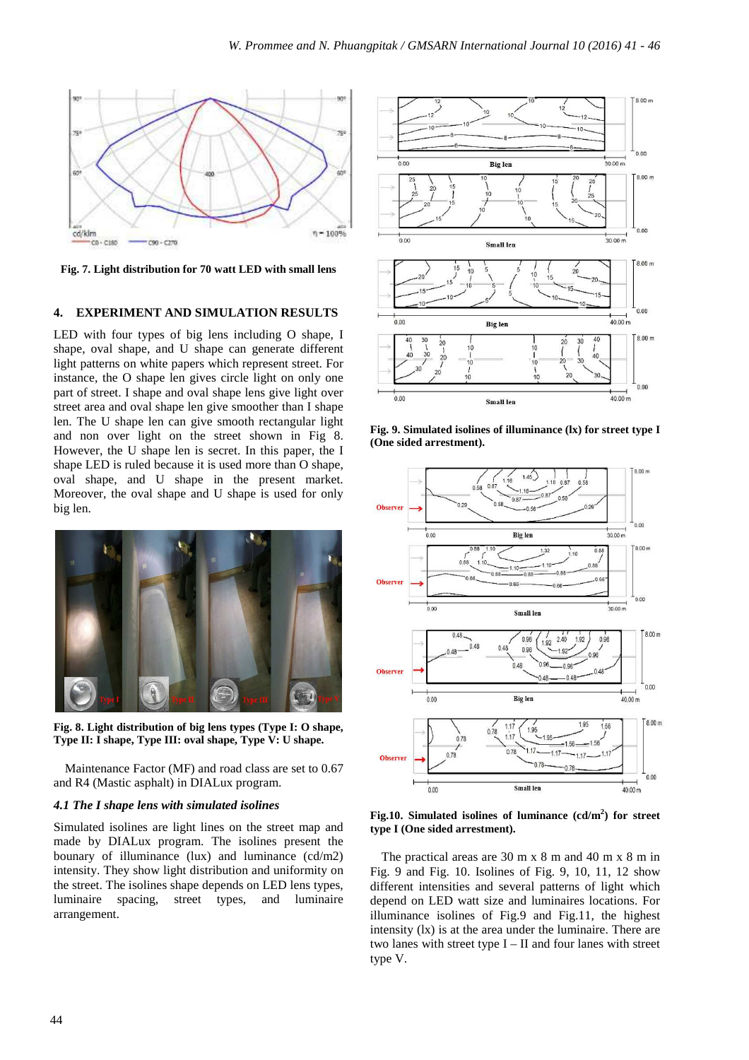Fig. 7. Light distribution for 70 watt LED with small lens

## 4. EXPERIMENT AND SIMULATION RESULTS

LED with four types of big lens including O shape, I shape, oval shape, and U shape can generate different light patterns on white papers which represent street. For instance, the O shape len gives circle light on only one part of street. I shape and oval shape lens give light over street area and oval shape len give smoother than I shape len. The U shape len can give smooth rectangular light and non over light on the street shown in Fig 8. However, the U shape len is secret. In this paper, the I shape LED is ruled because it is used more than O shape, oval shape, and U shape in the present market. Moreover, the oval shape and U shape is used for only big len.

Fig. 8. Light distribution of big lens types (Type I: O shape, Type II: I shape, Type III: oval shape, Type V: U shape.

Maintenance Factor (MF) and road class are set to 0.67 and R4 (Mastic asphalt) in DIALux program.

### *4.1 The I shape lens with simulated isolines*

Simulated isolines are light lines on the street map and made by DIALux program. The isolines present the bounary of illuminance (lux) and luminance (cd/m2) intensity. They show light distribution and uniformity on the street. The isolines shape depends on LED lens types, luminaire spacing, street types, and luminaire arrangement.

Fig. 9. Simulated isolines of illuminance (lx) for street type I (One sided arrestment).

Fig.10. Simulated isolines of luminance (cd/m[2]) for street type I (One sided arrestment).

The practical areas are 30 m x 8 m and 40 m x 8 m in Fig. 9 and Fig. 10. Isolines of Fig. 9, 10, 11, 12 show different intensities and several patterns of light which depend on LED watt size and luminaires locations. For illuminance isolines of Fig.9 and Fig.11, the highest intensity (lx) is at the area under the luminaire. There are two lanes with street type I – II and four lanes with street type V.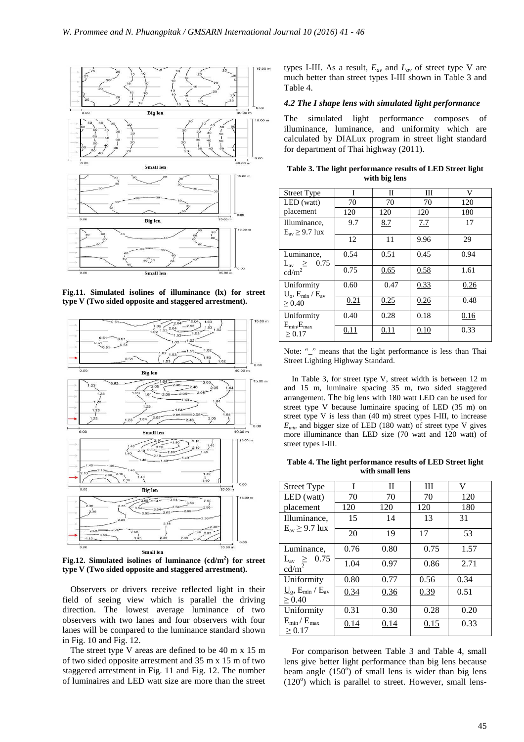Fig.11. Simulated isolines of illuminance (lx) for street type V (Two sided opposite and staggered arrestment).

Fig.12. Simulated isolines of luminance (cd/m$^2$) for street type V (Two sided opposite and staggered arrestment).

Observers or drivers receive reflected light in their field of seeing view which is parallel the driving direction. The lowest average luminance of two observers with two lanes and four observers with four lanes will be compared to the luminance standard shown in Fig. 10 and Fig. 12.

The street type V areas are defined to be 40 m x 15 m of two sided opposite arrestment and 35 m x 15 m of two staggered arrestment in Fig. 11 and Fig. 12. The number of luminaires and LED watt size are more than the street types I-III. As a result, $E_{av}$ and $L_{av}$ of street type V are much better than street types I-III shown in Table 3 and Table 4.

### *4.2 The I shape lens with simulated light performance*

The simulated light performance composes of illuminance, luminance, and uniformity which are calculated by DIALux program in street light standard for department of Thai highway (2011).

**Table 3. The light performance results of LED Street light with big lens**

| Street Type | I | II | III | V |
|---|---|---|---|---|
| LED (watt) | 70 | 70 | 70 | 120 |
| placement | 120 | 120 | 120 | 180 |
| Illuminance, $E_{av} \geq 9.7$ lux | 9.7 | 8.7 | 7.7 | 17 |
| | 12 | 11 | 9.96 | 29 |
| Luminance, $L_{av} \geq 0.75$ cd/m$^2$ | 0.54 | 0.51 | 0.45 | 0.94 |
| | 0.75 | 0.65 | 0.58 | 1.61 |
| Uniformity $U_o$, $E_{min}$ / $E_{av}$ $\geq 0.40$ | 0.60 | 0.47 | 0.33 | 0.26 |
| | 0.21 | 0.25 | 0.26 | 0.48 |
| Uniformity $E_{min}/E_{max}$ $\geq 0.17$ | 0.40 | 0.28 | 0.18 | 0.16 |
| | 0.11 | 0.11 | 0.10 | 0.33 |

Note: "_" means that the light performance is less than Thai Street Lighting Highway Standard.

In Table 3, for street type V, street width is between 12 m and 15 m, luminaire spacing 35 m, two sided staggered arrangement. The big lens with 180 watt LED can be used for street type V because luminaire spacing of LED (35 m) on street type V is less than (40 m) street types I-III, to increase $E_{min}$ and bigger size of LED (180 watt) of street type V gives more illuminance than LED size (70 watt and 120 watt) of street types I-III.

**Table 4. The light performance results of LED Street light with small lens**

| Street Type | I | II | III | V |
|---|---|---|---|---|
| LED (watt) | 70 | 70 | 70 | 120 |
| placement | 120 | 120 | 120 | 180 |
| Illuminance, $E_{av} \geq 9.7$ lux | 15 | 14 | 13 | 31 |
| | 20 | 19 | 17 | 53 |
| Luminance, $L_{av} \geq 0.75$ cd/m$^2$ | 0.76 | 0.80 | 0.75 | 1.57 |
| | 1.04 | 0.97 | 0.86 | 2.71 |
| Uniformity $U_o$, $E_{min}$ / $E_{av}$ $\geq 0.40$ | 0.80 | 0.77 | 0.56 | 0.34 |
| | 0.34 | 0.36 | 0.39 | 0.51 |
| Uniformity $E_{min}$ / $E_{max}$ $\geq 0.17$ | 0.31 | 0.30 | 0.28 | 0.20 |
| | 0.14 | 0.14 | 0.15 | 0.33 |

For comparison between Table 3 and Table 4, small lens give better light performance than big lens because beam angle (150$^o$) of small lens is wider than big lens (120$^o$) which is parallel to street. However, small lens-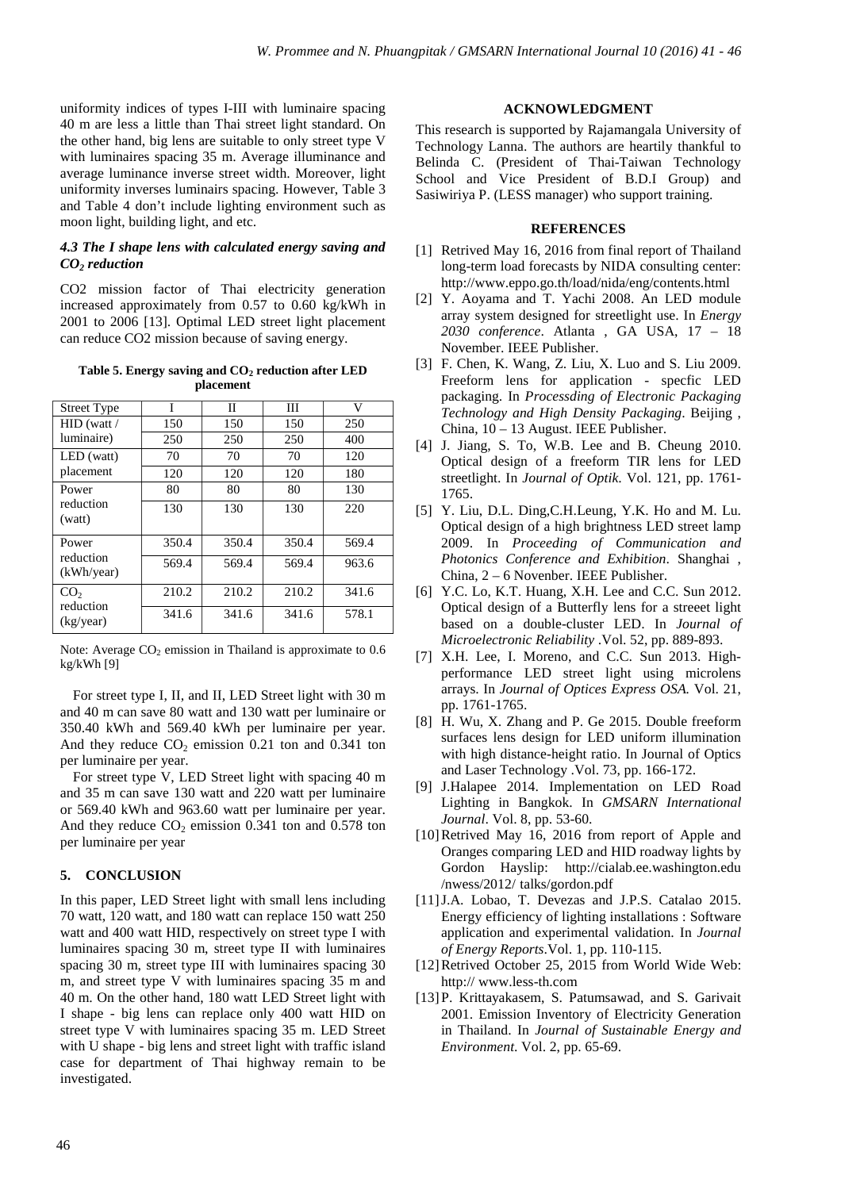uniformity indices of types I-III with luminaire spacing 40 m are less a little than Thai street light standard. On the other hand, big lens are suitable to only street type V with luminaires spacing 35 m. Average illuminance and average luminance inverse street width. Moreover, light uniformity inverses luminairs spacing. However, Table 3 and Table 4 don't include lighting environment such as moon light, building light, and etc.

### *4.3 The I shape lens with calculated energy saving and $CO_2$ reduction*

CO2 mission factor of Thai electricity generation increased approximately from 0.57 to 0.60 kg/kWh in 2001 to 2006 [13]. Optimal LED street light placement can reduce CO2 mission because of saving energy.

**Table 5. Energy saving and $CO_2$ reduction after LED placement**

| Street Type | I | II | III | V |
|---|---|---|---|---|
| HID (watt / luminaire) | 150 | 150 | 150 | 250 |
| | 250 | 250 | 250 | 400 |
| LED (watt) placement | 70 | 70 | 70 | 120 |
| | 120 | 120 | 120 | 180 |
| Power reduction (watt) | 80 | 80 | 80 | 130 |
| | 130 | 130 | 130 | 220 |
| Power reduction (kWh/year) | 350.4 | 350.4 | 350.4 | 569.4 |
| | 569.4 | 569.4 | 569.4 | 963.6 |
| $CO_2$ reduction (kg/year) | 210.2 | 210.2 | 210.2 | 341.6 |
| | 341.6 | 341.6 | 341.6 | 578.1 |

Note: Average $CO_2$ emission in Thailand is approximate to 0.6 kg/kWh [9]

For street type I, II, and II, LED Street light with 30 m and 40 m can save 80 watt and 130 watt per luminaire or 350.40 kWh and 569.40 kWh per luminaire per year. And they reduce $CO_2$ emission 0.21 ton and 0.341 ton per luminaire per year.

For street type V, LED Street light with spacing 40 m and 35 m can save 130 watt and 220 watt per luminaire or 569.40 kWh and 963.60 watt per luminaire per year. And they reduce $CO_2$ emission 0.341 ton and 0.578 ton per luminaire per year

## 5. CONCLUSION

In this paper, LED Street light with small lens including 70 watt, 120 watt, and 180 watt can replace 150 watt 250 watt and 400 watt HID, respectively on street type I with luminaires spacing 30 m, street type II with luminaires spacing 30 m, street type III with luminaires spacing 30 m, and street type V with luminaires spacing 35 m and 40 m. On the other hand, 180 watt LED Street light with I shape - big lens can replace only 400 watt HID on street type V with luminaires spacing 35 m. LED Street with U shape - big lens and street light with traffic island case for department of Thai highway remain to be investigated.

## ACKNOWLEDGMENT

This research is supported by Rajamangala University of Technology Lanna. The authors are heartily thankful to Belinda C. (President of Thai-Taiwan Technology School and Vice President of B.D.I Group) and Sasiwiriya P. (LESS manager) who support training.

## REFERENCES

[1] Retrived May 16, 2016 from final report of Thailand long-term load forecasts by NIDA consulting center: http://www.eppo.go.th/load/nida/eng/contents.html

[2] Y. Aoyama and T. Yachi 2008. An LED module array system designed for streetlight use. In *Energy 2030 conference*. Atlanta , GA USA, 17 – 18 November. IEEE Publisher.

[3] F. Chen, K. Wang, Z. Liu, X. Luo and S. Liu 2009. Freeform lens for application - specfic LED packaging. In *Processding of Electronic Packaging Technology and High Density Packaging*. Beijing , China, 10 – 13 August. IEEE Publisher.

[4] J. Jiang, S. To, W.B. Lee and B. Cheung 2010. Optical design of a freeform TIR lens for LED streetlight. In *Journal of Optik*. Vol. 121, pp. 1761-1765.

[5] Y. Liu, D.L. Ding,C.H.Leung, Y.K. Ho and M. Lu. Optical design of a high brightness LED street lamp 2009. In *Proceeding of Communication and Photonics Conference and Exhibition*. Shanghai , China, 2 – 6 Novenber. IEEE Publisher.

[6] Y.C. Lo, K.T. Huang, X.H. Lee and C.C. Sun 2012. Optical design of a Butterfly lens for a streeet light based on a double-cluster LED. In *Journal of Microelectronic Reliability* .Vol. 52, pp. 889-893.

[7] X.H. Lee, I. Moreno, and C.C. Sun 2013. High-performance LED street light using microlens arrays. In *Journal of Optices Express OSA.* Vol. 21, pp. 1761-1765.

[8] H. Wu, X. Zhang and P. Ge 2015. Double freeform surfaces lens design for LED uniform illumination with high distance-height ratio. In Journal of Optics and Laser Technology .Vol. 73, pp. 166-172.

[9] J.Halapee 2014. Implementation on LED Road Lighting in Bangkok. In *GMSARN International Journal*. Vol. 8, pp. 53-60.

[10] Retrived May 16, 2016 from report of Apple and Oranges comparing LED and HID roadway lights by Gordon Hayslip: http://cialab.ee.washington.edu /nwess/2012/ talks/gordon.pdf

[11] J.A. Lobao, T. Devezas and J.P.S. Catalao 2015. Energy efficiency of lighting installations : Software application and experimental validation. In *Journal of Energy Reports*.Vol. 1, pp. 110-115.

[12] Retrived October 25, 2015 from World Wide Web: http:// www.less-th.com

[13] P. Krittayakasem, S. Patumsawad, and S. Garivait 2001. Emission Inventory of Electricity Generation in Thailand. In *Journal of Sustainable Energy and Environment*. Vol. 2, pp. 65-69.